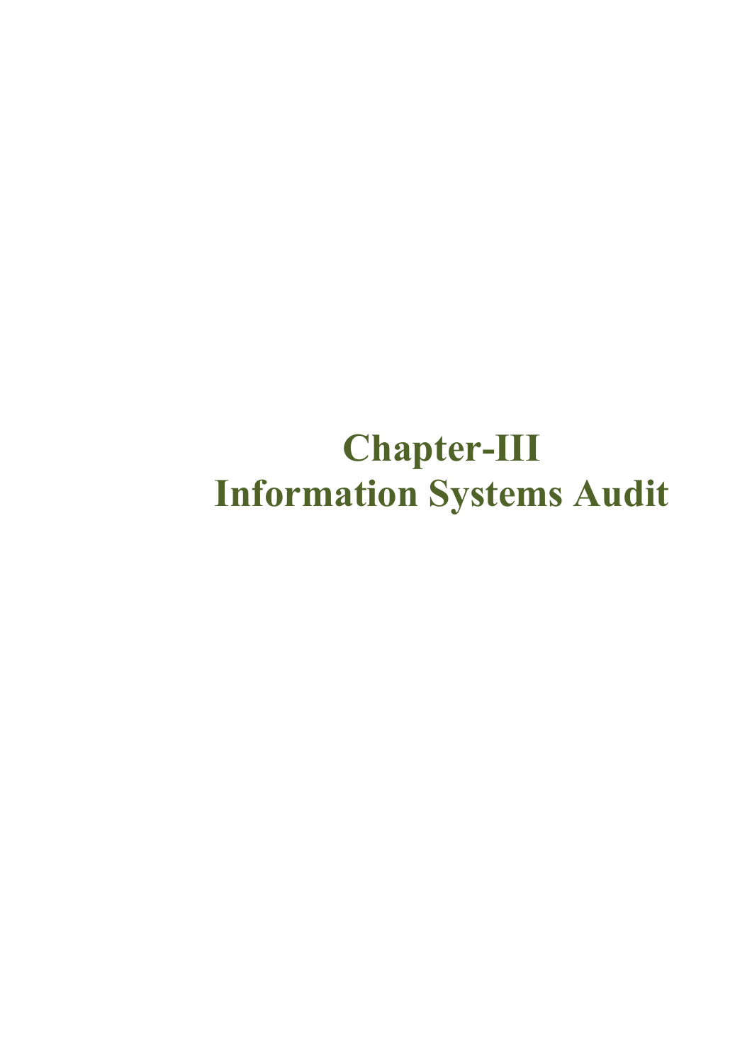# Chapter-III
# Information Systems Audit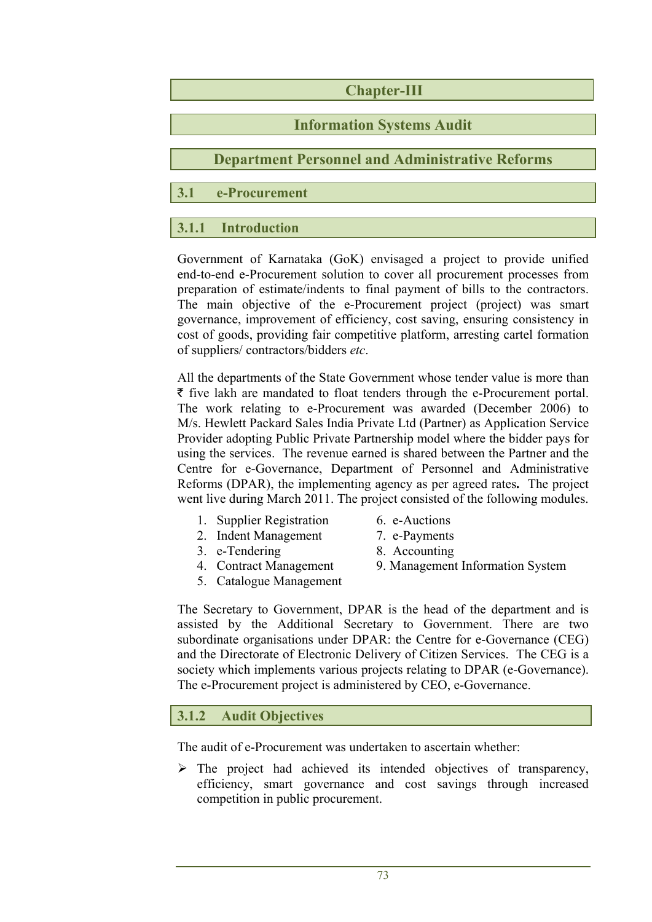# Chapter-III

# Information Systems Audit

# Department Personnel and Administrative Reforms

## 3.1 e-Procurement

### 3.1.1 Introduction

Government of Karnataka (GoK) envisaged a project to provide unified end-to-end e-Procurement solution to cover all procurement processes from preparation of estimate/indents to final payment of bills to the contractors. The main objective of the e-Procurement project (project) was smart governance, improvement of efficiency, cost saving, ensuring consistency in cost of goods, providing fair competitive platform, arresting cartel formation of suppliers/ contractors/bidders *etc*.

All the departments of the State Government whose tender value is more than ₹ five lakh are mandated to float tenders through the e-Procurement portal. The work relating to e-Procurement was awarded (December 2006) to M/s. Hewlett Packard Sales India Private Ltd (Partner) as Application Service Provider adopting Public Private Partnership model where the bidder pays for using the services. The revenue earned is shared between the Partner and the Centre for e-Governance, Department of Personnel and Administrative Reforms (DPAR), the implementing agency as per agreed rates**.** The project went live during March 2011. The project consisted of the following modules.

1. Supplier Registration
2. Indent Management
3. e-Tendering
4. Contract Management
5. Catalogue Management
6. e-Auctions
7. e-Payments
8. Accounting
9. Management Information System

The Secretary to Government, DPAR is the head of the department and is assisted by the Additional Secretary to Government. There are two subordinate organisations under DPAR: the Centre for e-Governance (CEG) and the Directorate of Electronic Delivery of Citizen Services. The CEG is a society which implements various projects relating to DPAR (e-Governance). The e-Procurement project is administered by CEO, e-Governance.

### 3.1.2 Audit Objectives

The audit of e-Procurement was undertaken to ascertain whether:

- The project had achieved its intended objectives of transparency, efficiency, smart governance and cost savings through increased competition in public procurement.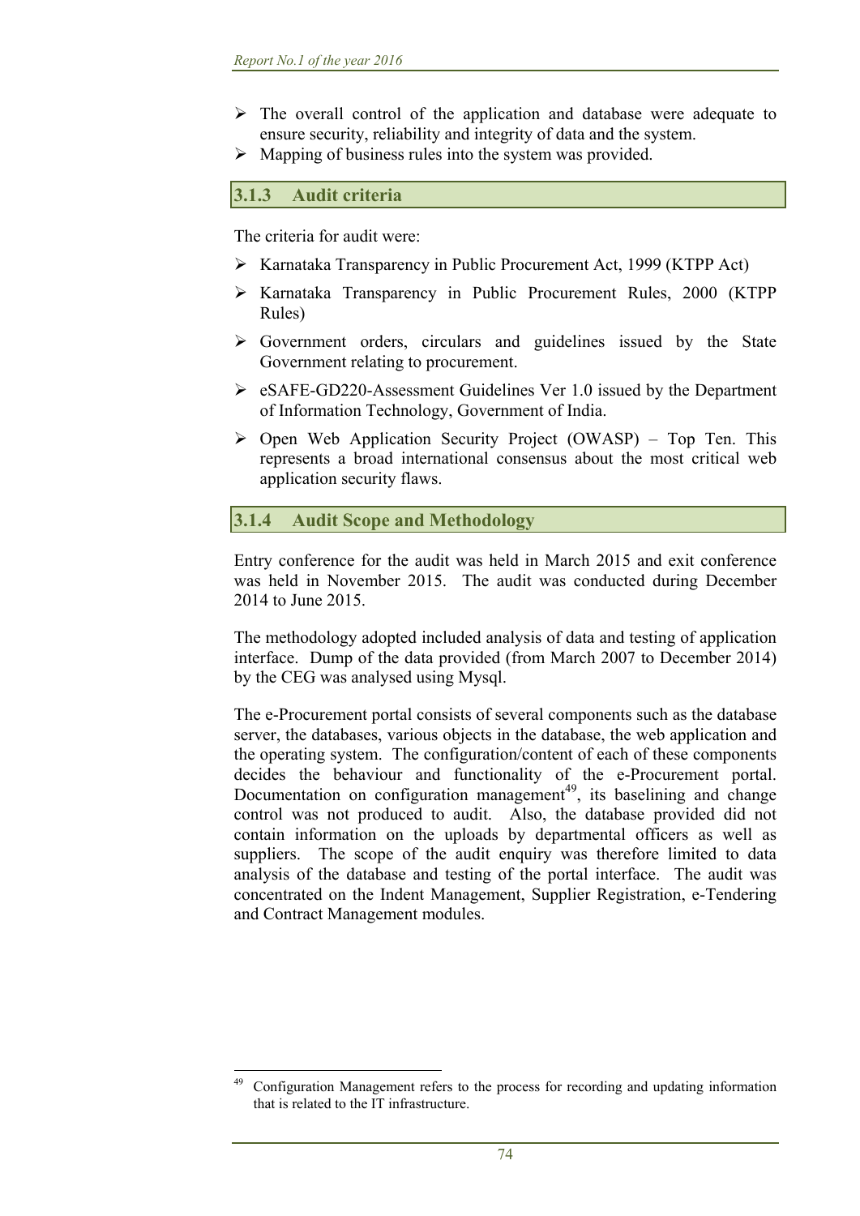- The overall control of the application and database were adequate to ensure security, reliability and integrity of data and the system.
- Mapping of business rules into the system was provided.

### 3.1.3 Audit criteria

The criteria for audit were:

- Karnataka Transparency in Public Procurement Act, 1999 (KTPP Act)
- Karnataka Transparency in Public Procurement Rules, 2000 (KTPP Rules)
- Government orders, circulars and guidelines issued by the State Government relating to procurement.
- eSAFE-GD220-Assessment Guidelines Ver 1.0 issued by the Department of Information Technology, Government of India.
- Open Web Application Security Project (OWASP) – Top Ten. This represents a broad international consensus about the most critical web application security flaws.

### 3.1.4 Audit Scope and Methodology

Entry conference for the audit was held in March 2015 and exit conference was held in November 2015. The audit was conducted during December 2014 to June 2015.

The methodology adopted included analysis of data and testing of application interface. Dump of the data provided (from March 2007 to December 2014) by the CEG was analysed using Mysql.

The e-Procurement portal consists of several components such as the database server, the databases, various objects in the database, the web application and the operating system. The configuration/content of each of these components decides the behaviour and functionality of the e-Procurement portal. Documentation on configuration management[49], its baselining and change control was not produced to audit. Also, the database provided did not contain information on the uploads by departmental officers as well as suppliers. The scope of the audit enquiry was therefore limited to data analysis of the database and testing of the portal interface. The audit was concentrated on the Indent Management, Supplier Registration, e-Tendering and Contract Management modules.

---

[49] Configuration Management refers to the process for recording and updating information that is related to the IT infrastructure.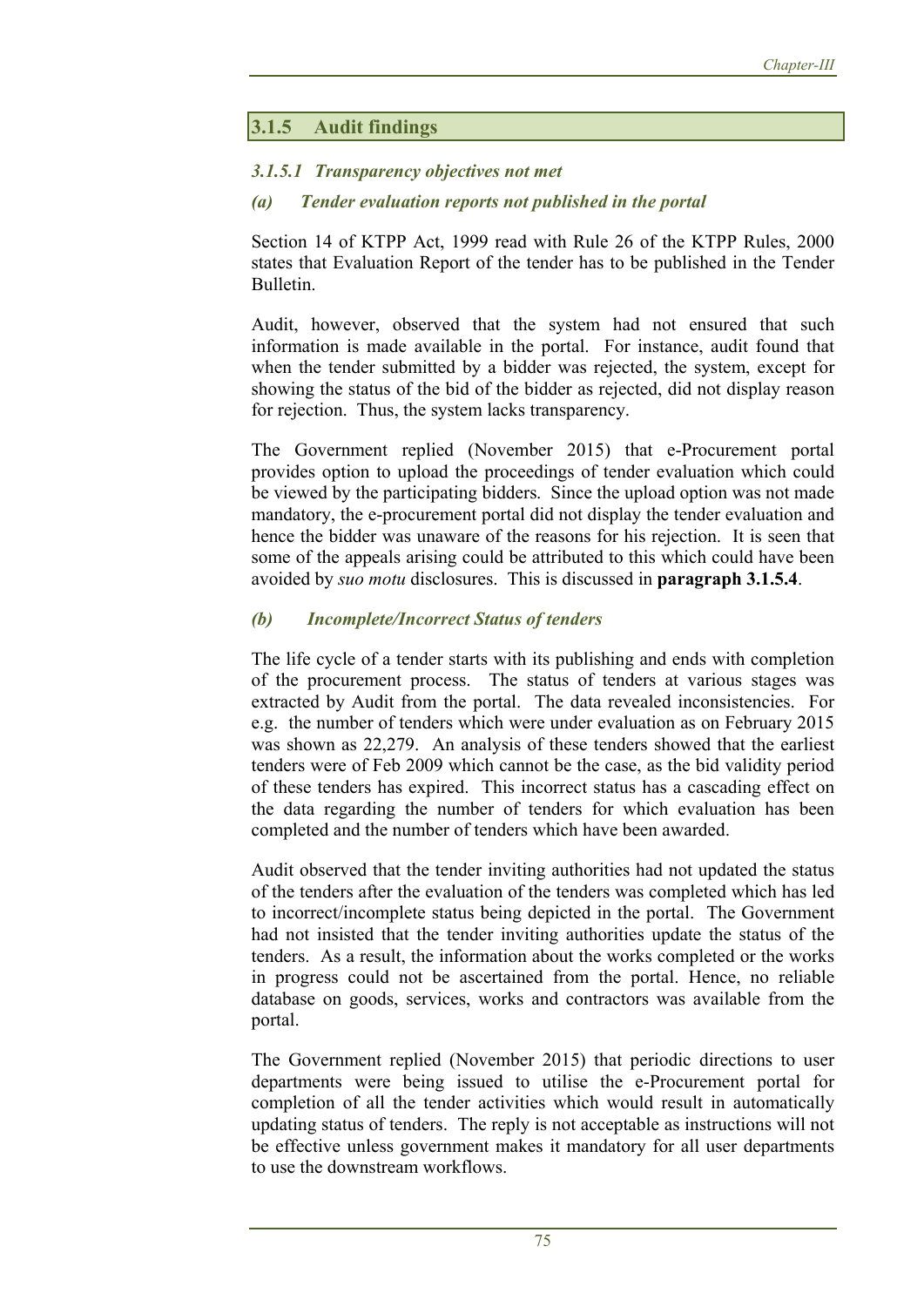## 3.1.5 Audit findings

### *3.1.5.1 Transparency objectives not met*

#### *(a) Tender evaluation reports not published in the portal*

Section 14 of KTPP Act, 1999 read with Rule 26 of the KTPP Rules, 2000 states that Evaluation Report of the tender has to be published in the Tender Bulletin.

Audit, however, observed that the system had not ensured that such information is made available in the portal. For instance, audit found that when the tender submitted by a bidder was rejected, the system, except for showing the status of the bid of the bidder as rejected, did not display reason for rejection. Thus, the system lacks transparency.

The Government replied (November 2015) that e-Procurement portal provides option to upload the proceedings of tender evaluation which could be viewed by the participating bidders. Since the upload option was not made mandatory, the e-procurement portal did not display the tender evaluation and hence the bidder was unaware of the reasons for his rejection. It is seen that some of the appeals arising could be attributed to this which could have been avoided by *suo motu* disclosures. This is discussed in **paragraph 3.1.5.4**.

#### *(b) Incomplete/Incorrect Status of tenders*

The life cycle of a tender starts with its publishing and ends with completion of the procurement process. The status of tenders at various stages was extracted by Audit from the portal. The data revealed inconsistencies. For e.g. the number of tenders which were under evaluation as on February 2015 was shown as 22,279. An analysis of these tenders showed that the earliest tenders were of Feb 2009 which cannot be the case, as the bid validity period of these tenders has expired. This incorrect status has a cascading effect on the data regarding the number of tenders for which evaluation has been completed and the number of tenders which have been awarded.

Audit observed that the tender inviting authorities had not updated the status of the tenders after the evaluation of the tenders was completed which has led to incorrect/incomplete status being depicted in the portal. The Government had not insisted that the tender inviting authorities update the status of the tenders. As a result, the information about the works completed or the works in progress could not be ascertained from the portal. Hence, no reliable database on goods, services, works and contractors was available from the portal.

The Government replied (November 2015) that periodic directions to user departments were being issued to utilise the e-Procurement portal for completion of all the tender activities which would result in automatically updating status of tenders. The reply is not acceptable as instructions will not be effective unless government makes it mandatory for all user departments to use the downstream workflows.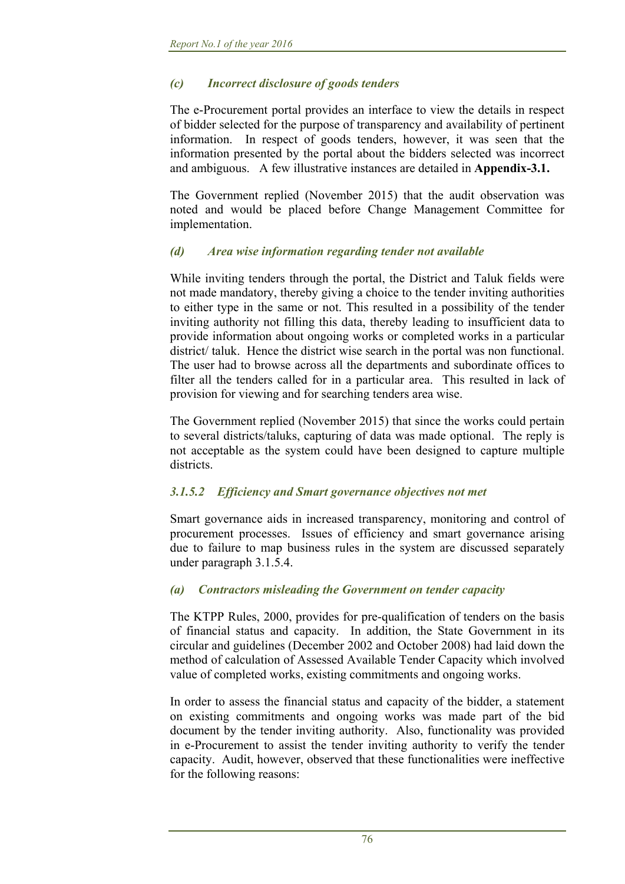### *(c) Incorrect disclosure of goods tenders*

The e-Procurement portal provides an interface to view the details in respect of bidder selected for the purpose of transparency and availability of pertinent information. In respect of goods tenders, however, it was seen that the information presented by the portal about the bidders selected was incorrect and ambiguous. A few illustrative instances are detailed in **Appendix-3.1.**

The Government replied (November 2015) that the audit observation was noted and would be placed before Change Management Committee for implementation.

### *(d) Area wise information regarding tender not available*

While inviting tenders through the portal, the District and Taluk fields were not made mandatory, thereby giving a choice to the tender inviting authorities to either type in the same or not. This resulted in a possibility of the tender inviting authority not filling this data, thereby leading to insufficient data to provide information about ongoing works or completed works in a particular district/ taluk. Hence the district wise search in the portal was non functional. The user had to browse across all the departments and subordinate offices to filter all the tenders called for in a particular area. This resulted in lack of provision for viewing and for searching tenders area wise.

The Government replied (November 2015) that since the works could pertain to several districts/taluks, capturing of data was made optional. The reply is not acceptable as the system could have been designed to capture multiple districts.

### *3.1.5.2 Efficiency and Smart governance objectives not met*

Smart governance aids in increased transparency, monitoring and control of procurement processes. Issues of efficiency and smart governance arising due to failure to map business rules in the system are discussed separately under paragraph 3.1.5.4.

### *(a) Contractors misleading the Government on tender capacity*

The KTPP Rules, 2000, provides for pre-qualification of tenders on the basis of financial status and capacity. In addition, the State Government in its circular and guidelines (December 2002 and October 2008) had laid down the method of calculation of Assessed Available Tender Capacity which involved value of completed works, existing commitments and ongoing works.

In order to assess the financial status and capacity of the bidder, a statement on existing commitments and ongoing works was made part of the bid document by the tender inviting authority. Also, functionality was provided in e-Procurement to assist the tender inviting authority to verify the tender capacity. Audit, however, observed that these functionalities were ineffective for the following reasons: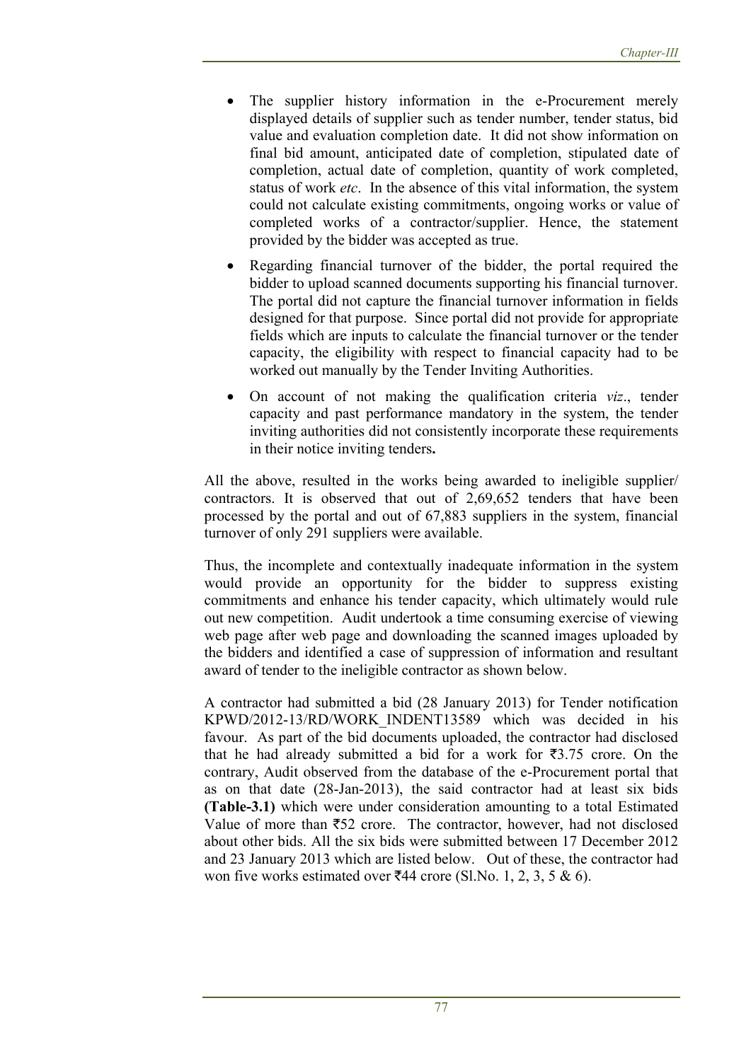- The supplier history information in the e-Procurement merely displayed details of supplier such as tender number, tender status, bid value and evaluation completion date. It did not show information on final bid amount, anticipated date of completion, stipulated date of completion, actual date of completion, quantity of work completed, status of work *etc*. In the absence of this vital information, the system could not calculate existing commitments, ongoing works or value of completed works of a contractor/supplier. Hence, the statement provided by the bidder was accepted as true.
- Regarding financial turnover of the bidder, the portal required the bidder to upload scanned documents supporting his financial turnover. The portal did not capture the financial turnover information in fields designed for that purpose. Since portal did not provide for appropriate fields which are inputs to calculate the financial turnover or the tender capacity, the eligibility with respect to financial capacity had to be worked out manually by the Tender Inviting Authorities.
- On account of not making the qualification criteria *viz*., tender capacity and past performance mandatory in the system, the tender inviting authorities did not consistently incorporate these requirements in their notice inviting tenders**.**

All the above, resulted in the works being awarded to ineligible supplier/ contractors. It is observed that out of 2,69,652 tenders that have been processed by the portal and out of 67,883 suppliers in the system, financial turnover of only 291 suppliers were available.

Thus, the incomplete and contextually inadequate information in the system would provide an opportunity for the bidder to suppress existing commitments and enhance his tender capacity, which ultimately would rule out new competition. Audit undertook a time consuming exercise of viewing web page after web page and downloading the scanned images uploaded by the bidders and identified a case of suppression of information and resultant award of tender to the ineligible contractor as shown below.

A contractor had submitted a bid (28 January 2013) for Tender notification KPWD/2012-13/RD/WORK_INDENT13589 which was decided in his favour. As part of the bid documents uploaded, the contractor had disclosed that he had already submitted a bid for a work for ₹3.75 crore. On the contrary, Audit observed from the database of the e-Procurement portal that as on that date (28-Jan-2013), the said contractor had at least six bids **(Table-3.1)** which were under consideration amounting to a total Estimated Value of more than ₹52 crore. The contractor, however, had not disclosed about other bids. All the six bids were submitted between 17 December 2012 and 23 January 2013 which are listed below. Out of these, the contractor had won five works estimated over ₹44 crore (Sl.No. 1, 2, 3, 5 & 6).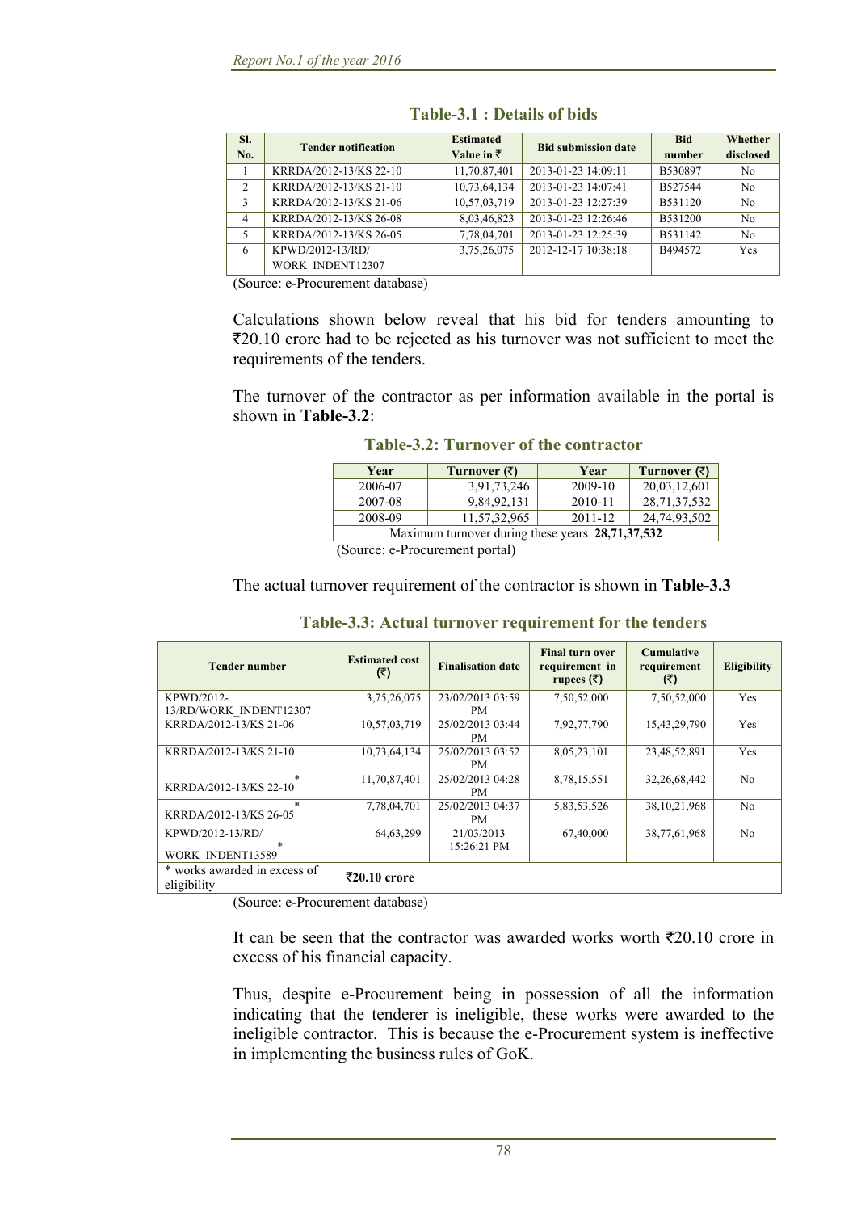**Table-3.1 : Details of bids**

| Sl. No. | Tender notification | Estimated Value in ₹ | Bid submission date | Bid number | Whether disclosed |
|---|---|---|---|---|---|
| 1 | KRRDA/2012-13/KS 22-10 | 11,70,87,401 | 2013-01-23 14:09:11 | B530897 | No |
| 2 | KRRDA/2012-13/KS 21-10 | 10,73,64,134 | 2013-01-23 14:07:41 | B527544 | No |
| 3 | KRRDA/2012-13/KS 21-06 | 10,57,03,719 | 2013-01-23 12:27:39 | B531120 | No |
| 4 | KRRDA/2012-13/KS 26-08 | 8,03,46,823 | 2013-01-23 12:26:46 | B531200 | No |
| 5 | KRRDA/2012-13/KS 26-05 | 7,78,04,701 | 2013-01-23 12:25:39 | B531142 | No |
| 6 | KPWD/2012-13/RD/ WORK_INDENT12307 | 3,75,26,075 | 2012-12-17 10:38:18 | B494572 | Yes |

(Source: e-Procurement database)

Calculations shown below reveal that his bid for tenders amounting to ₹20.10 crore had to be rejected as his turnover was not sufficient to meet the requirements of the tenders.

The turnover of the contractor as per information available in the portal is shown in **Table-3.2**:

**Table-3.2: Turnover of the contractor**

| Year | Turnover (₹) | | Year | Turnover (₹) |
|---|---|---|---|---|
| 2006-07 | 3,91,73,246 | | 2009-10 | 20,03,12,601 |
| 2007-08 | 9,84,92,131 | | 2010-11 | 28,71,37,532 |
| 2008-09 | 11,57,32,965 | | 2011-12 | 24,74,93,502 |
| Maximum turnover during these years **28,71,37,532** | | | | |

(Source: e-Procurement portal)

The actual turnover requirement of the contractor is shown in **Table-3.3**

**Table-3.3: Actual turnover requirement for the tenders**

| Tender number | Estimated cost (₹) | Finalisation date | Final turn over requirement in rupees (₹) | Cumulative requirement (₹) | Eligibility |
|---|---|---|---|---|---|
| KPWD/2012-13/RD/WORK_INDENT12307 | 3,75,26,075 | 23/02/2013 03:59 PM | 7,50,52,000 | 7,50,52,000 | Yes |
| KRRDA/2012-13/KS 21-06 | 10,57,03,719 | 25/02/2013 03:44 PM | 7,92,77,790 | 15,43,29,790 | Yes |
| KRRDA/2012-13/KS 21-10 | 10,73,64,134 | 25/02/2013 03:52 PM | 8,05,23,101 | 23,48,52,891 | Yes |
| KRRDA/2012-13/KS 22-10 * | 11,70,87,401 | 25/02/2013 04:28 PM | 8,78,15,551 | 32,26,68,442 | No |
| KRRDA/2012-13/KS 26-05 * | 7,78,04,701 | 25/02/2013 04:37 PM | 5,83,53,526 | 38,10,21,968 | No |
| KPWD/2012-13/RD/ WORK_INDENT13589 * | 64,63,299 | 21/03/2013 15:26:21 PM | 67,40,000 | 38,77,61,968 | No |
| * works awarded in excess of eligibility | **₹20.10 crore** | | | | |

(Source: e-Procurement database)

It can be seen that the contractor was awarded works worth ₹20.10 crore in excess of his financial capacity.

Thus, despite e-Procurement being in possession of all the information indicating that the tenderer is ineligible, these works were awarded to the ineligible contractor. This is because the e-Procurement system is ineffective in implementing the business rules of GoK.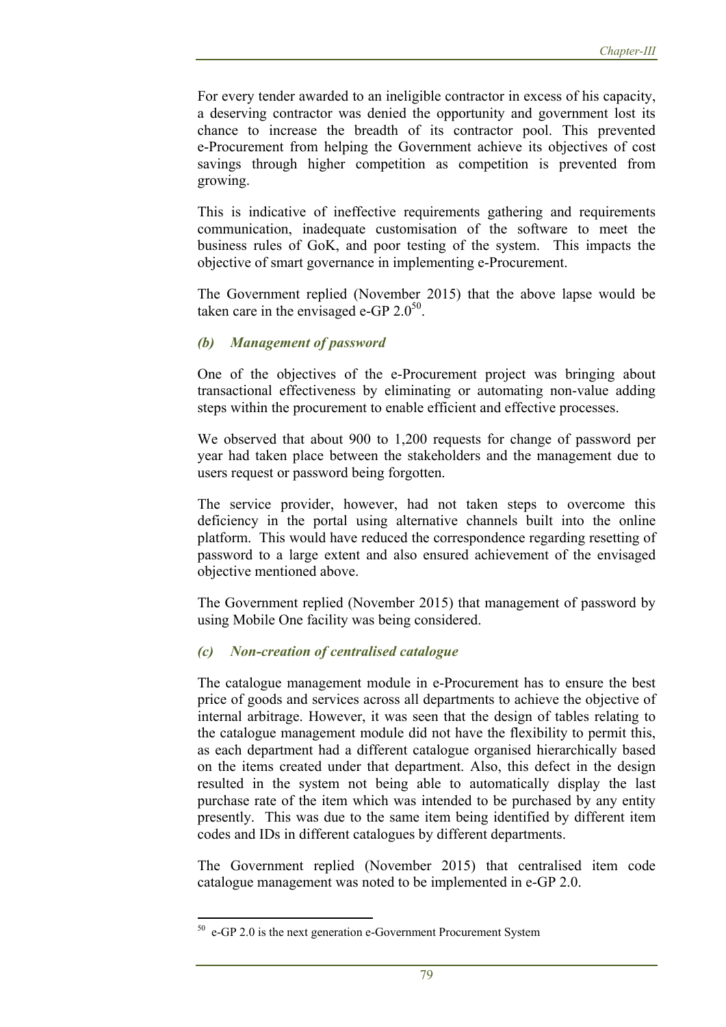For every tender awarded to an ineligible contractor in excess of his capacity, a deserving contractor was denied the opportunity and government lost its chance to increase the breadth of its contractor pool. This prevented e-Procurement from helping the Government achieve its objectives of cost savings through higher competition as competition is prevented from growing.

This is indicative of ineffective requirements gathering and requirements communication, inadequate customisation of the software to meet the business rules of GoK, and poor testing of the system. This impacts the objective of smart governance in implementing e-Procurement.

The Government replied (November 2015) that the above lapse would be taken care in the envisaged e-GP 2.0[50].

### *(b) Management of password*

One of the objectives of the e-Procurement project was bringing about transactional effectiveness by eliminating or automating non-value adding steps within the procurement to enable efficient and effective processes.

We observed that about 900 to 1,200 requests for change of password per year had taken place between the stakeholders and the management due to users request or password being forgotten.

The service provider, however, had not taken steps to overcome this deficiency in the portal using alternative channels built into the online platform. This would have reduced the correspondence regarding resetting of password to a large extent and also ensured achievement of the envisaged objective mentioned above.

The Government replied (November 2015) that management of password by using Mobile One facility was being considered.

### *(c) Non-creation of centralised catalogue*

The catalogue management module in e-Procurement has to ensure the best price of goods and services across all departments to achieve the objective of internal arbitrage. However, it was seen that the design of tables relating to the catalogue management module did not have the flexibility to permit this, as each department had a different catalogue organised hierarchically based on the items created under that department. Also, this defect in the design resulted in the system not being able to automatically display the last purchase rate of the item which was intended to be purchased by any entity presently. This was due to the same item being identified by different item codes and IDs in different catalogues by different departments.

The Government replied (November 2015) that centralised item code catalogue management was noted to be implemented in e-GP 2.0.

---

[50] e-GP 2.0 is the next generation e-Government Procurement System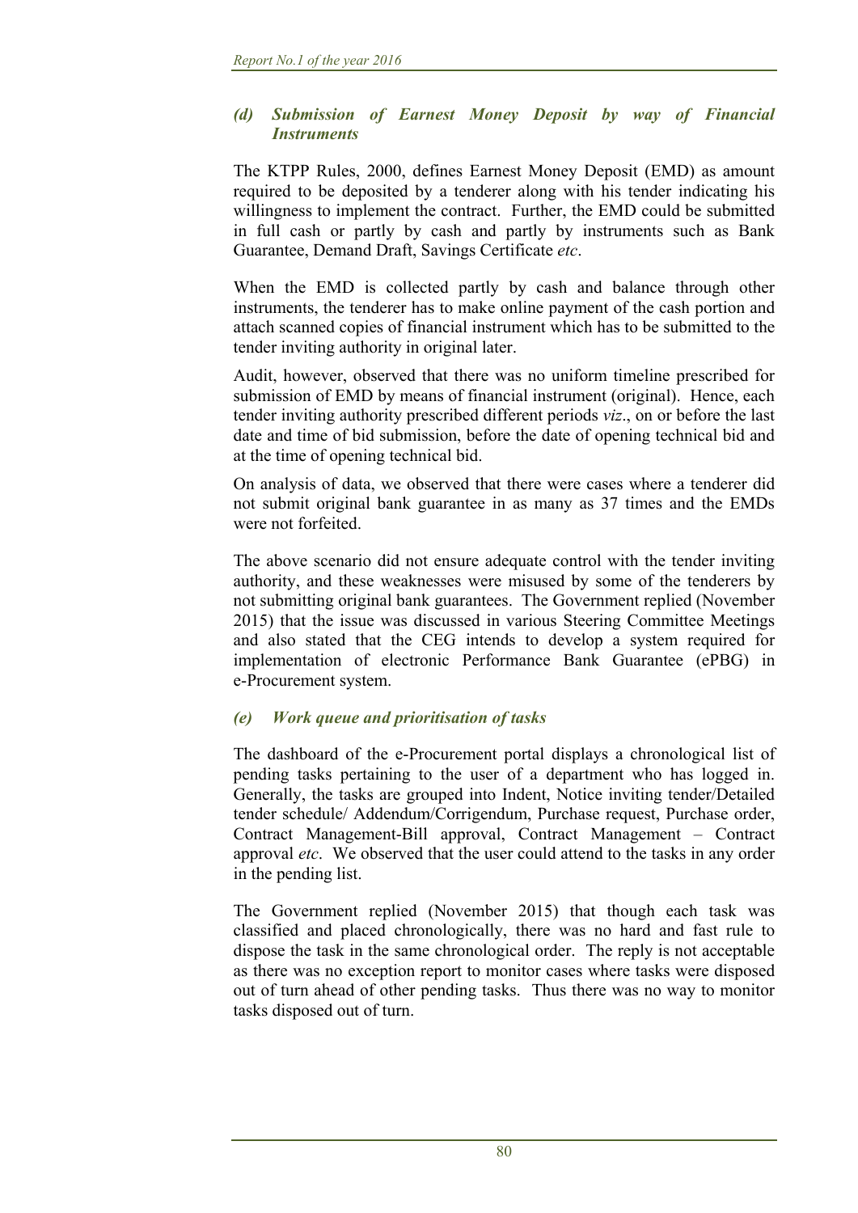### *(d) Submission of Earnest Money Deposit by way of Financial Instruments*

The KTPP Rules, 2000, defines Earnest Money Deposit (EMD) as amount required to be deposited by a tenderer along with his tender indicating his willingness to implement the contract. Further, the EMD could be submitted in full cash or partly by cash and partly by instruments such as Bank Guarantee, Demand Draft, Savings Certificate *etc*.

When the EMD is collected partly by cash and balance through other instruments, the tenderer has to make online payment of the cash portion and attach scanned copies of financial instrument which has to be submitted to the tender inviting authority in original later.

Audit, however, observed that there was no uniform timeline prescribed for submission of EMD by means of financial instrument (original). Hence, each tender inviting authority prescribed different periods *viz*., on or before the last date and time of bid submission, before the date of opening technical bid and at the time of opening technical bid.

On analysis of data, we observed that there were cases where a tenderer did not submit original bank guarantee in as many as 37 times and the EMDs were not forfeited.

The above scenario did not ensure adequate control with the tender inviting authority, and these weaknesses were misused by some of the tenderers by not submitting original bank guarantees. The Government replied (November 2015) that the issue was discussed in various Steering Committee Meetings and also stated that the CEG intends to develop a system required for implementation of electronic Performance Bank Guarantee (ePBG) in e-Procurement system.

### *(e) Work queue and prioritisation of tasks*

The dashboard of the e-Procurement portal displays a chronological list of pending tasks pertaining to the user of a department who has logged in. Generally, the tasks are grouped into Indent, Notice inviting tender/Detailed tender schedule/ Addendum/Corrigendum, Purchase request, Purchase order, Contract Management-Bill approval, Contract Management – Contract approval *etc*. We observed that the user could attend to the tasks in any order in the pending list.

The Government replied (November 2015) that though each task was classified and placed chronologically, there was no hard and fast rule to dispose the task in the same chronological order. The reply is not acceptable as there was no exception report to monitor cases where tasks were disposed out of turn ahead of other pending tasks. Thus there was no way to monitor tasks disposed out of turn.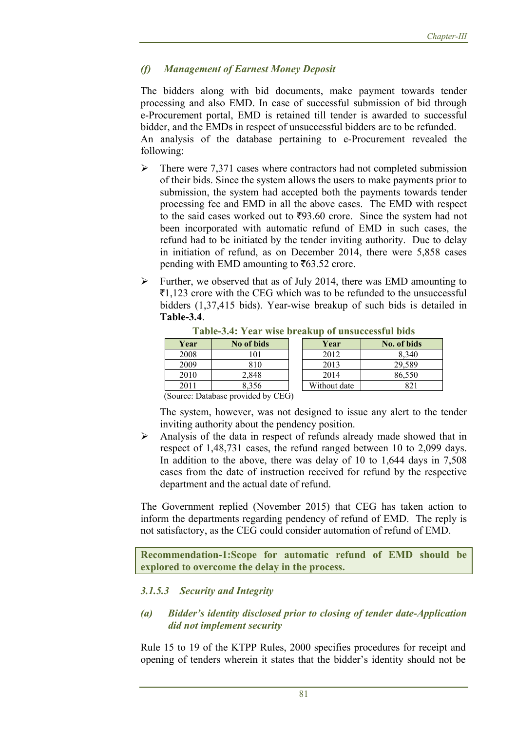### *(f) Management of Earnest Money Deposit*

The bidders along with bid documents, make payment towards tender processing and also EMD. In case of successful submission of bid through e-Procurement portal, EMD is retained till tender is awarded to successful bidder, and the EMDs in respect of unsuccessful bidders are to be refunded. An analysis of the database pertaining to e-Procurement revealed the following:

- There were 7,371 cases where contractors had not completed submission of their bids. Since the system allows the users to make payments prior to submission, the system had accepted both the payments towards tender processing fee and EMD in all the above cases. The EMD with respect to the said cases worked out to ₹93.60 crore. Since the system had not been incorporated with automatic refund of EMD in such cases, the refund had to be initiated by the tender inviting authority. Due to delay in initiation of refund, as on December 2014, there were 5,858 cases pending with EMD amounting to ₹63.52 crore.

- Further, we observed that as of July 2014, there was EMD amounting to ₹1,123 crore with the CEG which was to be refunded to the unsuccessful bidders (1,37,415 bids). Year-wise breakup of such bids is detailed in **Table-3.4**.

**Table-3.4: Year wise breakup of unsuccessful bids**

| Year | No of bids | Year | No. of bids |
|---|---|---|---|
| 2008 | 101 | 2012 | 8,340 |
| 2009 | 810 | 2013 | 29,589 |
| 2010 | 2,848 | 2014 | 86,550 |
| 2011 | 8,356 | Without date | 821 |

(Source: Database provided by CEG)

The system, however, was not designed to issue any alert to the tender inviting authority about the pendency position.

- Analysis of the data in respect of refunds already made showed that in respect of 1,48,731 cases, the refund ranged between 10 to 2,099 days. In addition to the above, there was delay of 10 to 1,644 days in 7,508 cases from the date of instruction received for refund by the respective department and the actual date of refund.

The Government replied (November 2015) that CEG has taken action to inform the departments regarding pendency of refund of EMD. The reply is not satisfactory, as the CEG could consider automation of refund of EMD.

**Recommendation-1:Scope for automatic refund of EMD should be explored to overcome the delay in the process.**

### *3.1.5.3 Security and Integrity*

#### *(a) Bidder's identity disclosed prior to closing of tender date-Application did not implement security*

Rule 15 to 19 of the KTPP Rules, 2000 specifies procedures for receipt and opening of tenders wherein it states that the bidder's identity should not be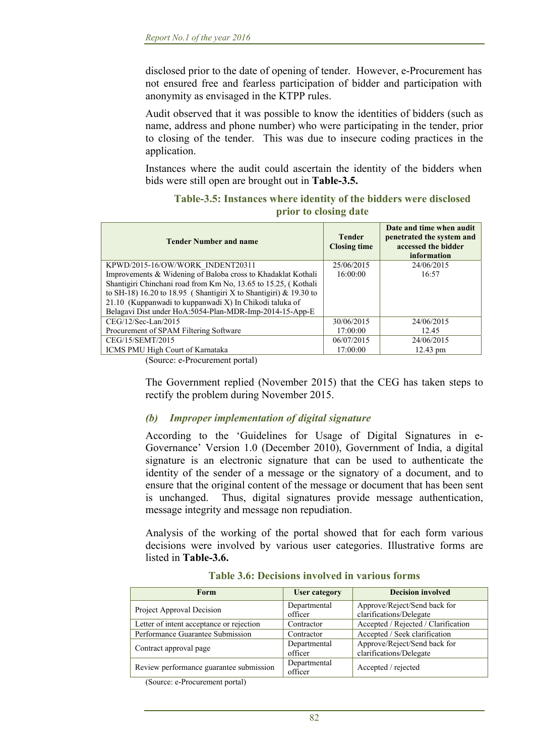disclosed prior to the date of opening of tender. However, e-Procurement has not ensured free and fearless participation of bidder and participation with anonymity as envisaged in the KTPP rules.

Audit observed that it was possible to know the identities of bidders (such as name, address and phone number) who were participating in the tender, prior to closing of the tender. This was due to insecure coding practices in the application.

Instances where the audit could ascertain the identity of the bidders when bids were still open are brought out in **Table-3.5.**

**Table-3.5: Instances where identity of the bidders were disclosed prior to closing date**

| Tender Number and name | Tender Closing time | Date and time when audit penetrated the system and accessed the bidder information |
|---|---|---|
| KPWD/2015-16/OW/WORK_INDENT20311 Improvements & Widening of Baloba cross to Khadaklat Kothali Shantigiri Chinchani road from Km No, 13.65 to 15.25, ( Kothali to SH-18) 16.20 to 18.95 ( Shantigiri X to Shantigiri) & 19.30 to 21.10 (Kuppanwadi to kuppanwadi X) In Chikodi taluka of Belagavi Dist under HoA:5054-Plan-MDR-Imp-2014-15-App-E | 25/06/2015 16:00:00 | 24/06/2015 16:57 |
| CEG/12/Sec-Lan/2015 Procurement of SPAM Filtering Software | 30/06/2015 17:00:00 | 24/06/2015 12.45 |
| CEG/15/SEMT/2015 ICMS PMU High Court of Karnataka | 06/07/2015 17:00:00 | 24/06/2015 12.43 pm |

(Source: e-Procurement portal)

The Government replied (November 2015) that the CEG has taken steps to rectify the problem during November 2015.

### *(b) Improper implementation of digital signature*

According to the 'Guidelines for Usage of Digital Signatures in e-Governance' Version 1.0 (December 2010), Government of India, a digital signature is an electronic signature that can be used to authenticate the identity of the sender of a message or the signatory of a document, and to ensure that the original content of the message or document that has been sent is unchanged. Thus, digital signatures provide message authentication, message integrity and message non repudiation.

Analysis of the working of the portal showed that for each form various decisions were involved by various user categories. Illustrative forms are listed in **Table-3.6.**

**Table 3.6: Decisions involved in various forms**

| Form | User category | Decision involved |
|---|---|---|
| Project Approval Decision | Departmental officer | Approve/Reject/Send back for clarifications/Delegate |
| Letter of intent acceptance or rejection | Contractor | Accepted / Rejected / Clarification |
| Performance Guarantee Submission | Contractor | Accepted / Seek clarification |
| Contract approval page | Departmental officer | Approve/Reject/Send back for clarifications/Delegate |
| Review performance guarantee submission | Departmental officer | Accepted / rejected |

(Source: e-Procurement portal)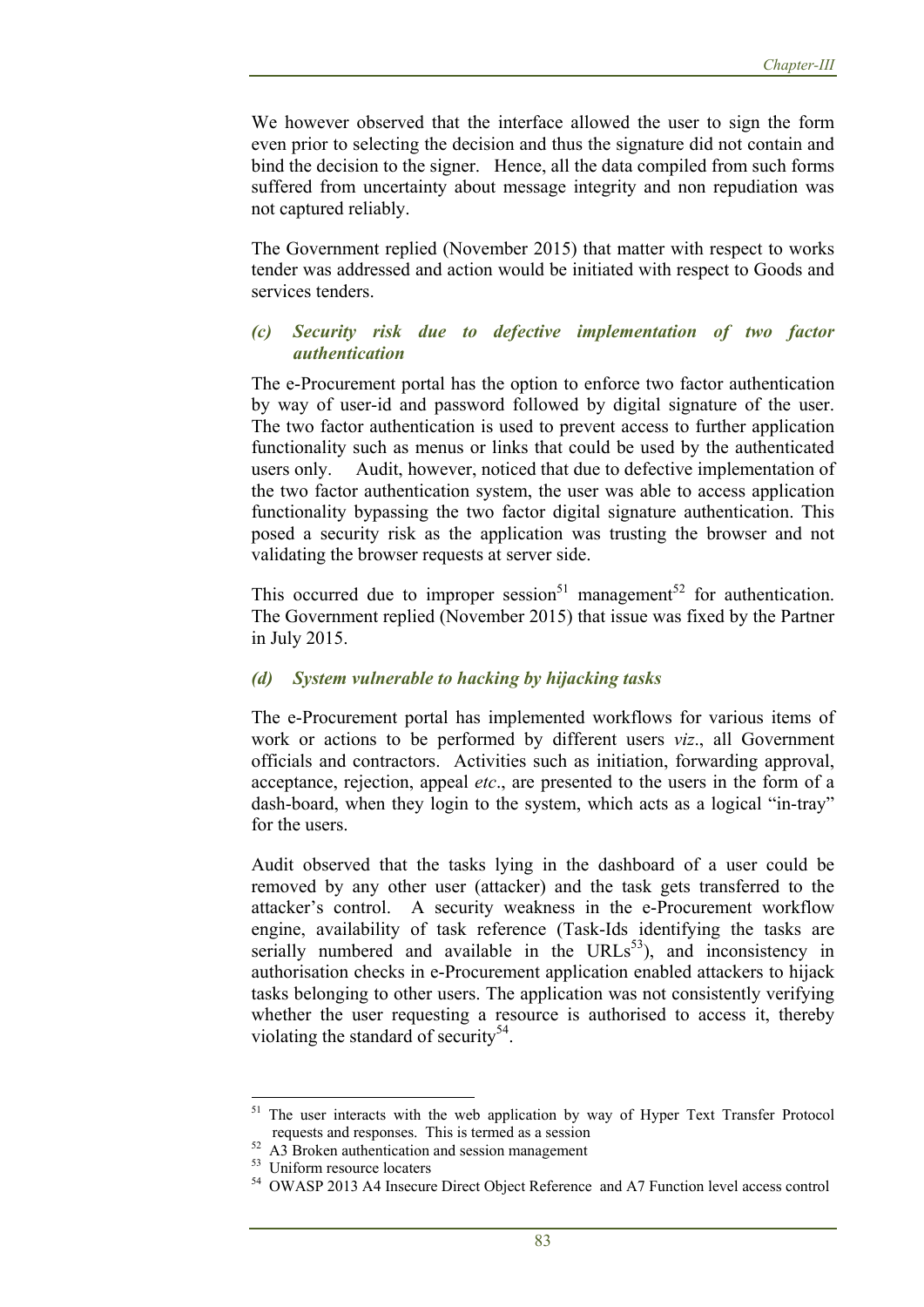We however observed that the interface allowed the user to sign the form even prior to selecting the decision and thus the signature did not contain and bind the decision to the signer. Hence, all the data compiled from such forms suffered from uncertainty about message integrity and non repudiation was not captured reliably.

The Government replied (November 2015) that matter with respect to works tender was addressed and action would be initiated with respect to Goods and services tenders.

#### *(c) Security risk due to defective implementation of two factor authentication*

The e-Procurement portal has the option to enforce two factor authentication by way of user-id and password followed by digital signature of the user. The two factor authentication is used to prevent access to further application functionality such as menus or links that could be used by the authenticated users only. Audit, however, noticed that due to defective implementation of the two factor authentication system, the user was able to access application functionality bypassing the two factor digital signature authentication. This posed a security risk as the application was trusting the browser and not validating the browser requests at server side.

This occurred due to improper session[51] management[52] for authentication. The Government replied (November 2015) that issue was fixed by the Partner in July 2015.

#### *(d) System vulnerable to hacking by hijacking tasks*

The e-Procurement portal has implemented workflows for various items of work or actions to be performed by different users *viz*., all Government officials and contractors. Activities such as initiation, forwarding approval, acceptance, rejection, appeal *etc*., are presented to the users in the form of a dash-board, when they login to the system, which acts as a logical "in-tray" for the users.

Audit observed that the tasks lying in the dashboard of a user could be removed by any other user (attacker) and the task gets transferred to the attacker's control. A security weakness in the e-Procurement workflow engine, availability of task reference (Task-Ids identifying the tasks are serially numbered and available in the URLs[53]), and inconsistency in authorisation checks in e-Procurement application enabled attackers to hijack tasks belonging to other users. The application was not consistently verifying whether the user requesting a resource is authorised to access it, thereby violating the standard of security[54].

---

[51] The user interacts with the web application by way of Hyper Text Transfer Protocol requests and responses. This is termed as a session

[52] A3 Broken authentication and session management

[53] Uniform resource locaters

[54] OWASP 2013 A4 Insecure Direct Object Reference and A7 Function level access control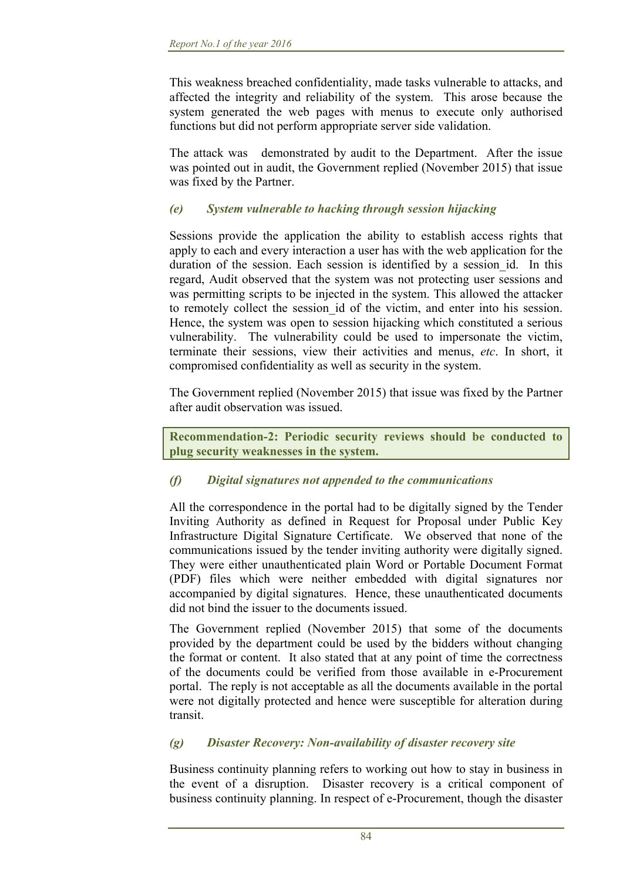This weakness breached confidentiality, made tasks vulnerable to attacks, and affected the integrity and reliability of the system. This arose because the system generated the web pages with menus to execute only authorised functions but did not perform appropriate server side validation.

The attack was demonstrated by audit to the Department. After the issue was pointed out in audit, the Government replied (November 2015) that issue was fixed by the Partner.

### *(e) System vulnerable to hacking through session hijacking*

Sessions provide the application the ability to establish access rights that apply to each and every interaction a user has with the web application for the duration of the session. Each session is identified by a session_id. In this regard, Audit observed that the system was not protecting user sessions and was permitting scripts to be injected in the system. This allowed the attacker to remotely collect the session_id of the victim, and enter into his session. Hence, the system was open to session hijacking which constituted a serious vulnerability. The vulnerability could be used to impersonate the victim, terminate their sessions, view their activities and menus, *etc*. In short, it compromised confidentiality as well as security in the system.

The Government replied (November 2015) that issue was fixed by the Partner after audit observation was issued.

**Recommendation-2: Periodic security reviews should be conducted to plug security weaknesses in the system.**

### *(f) Digital signatures not appended to the communications*

All the correspondence in the portal had to be digitally signed by the Tender Inviting Authority as defined in Request for Proposal under Public Key Infrastructure Digital Signature Certificate. We observed that none of the communications issued by the tender inviting authority were digitally signed. They were either unauthenticated plain Word or Portable Document Format (PDF) files which were neither embedded with digital signatures nor accompanied by digital signatures. Hence, these unauthenticated documents did not bind the issuer to the documents issued.

The Government replied (November 2015) that some of the documents provided by the department could be used by the bidders without changing the format or content. It also stated that at any point of time the correctness of the documents could be verified from those available in e-Procurement portal. The reply is not acceptable as all the documents available in the portal were not digitally protected and hence were susceptible for alteration during transit.

### *(g) Disaster Recovery: Non-availability of disaster recovery site*

Business continuity planning refers to working out how to stay in business in the event of a disruption. Disaster recovery is a critical component of business continuity planning. In respect of e-Procurement, though the disaster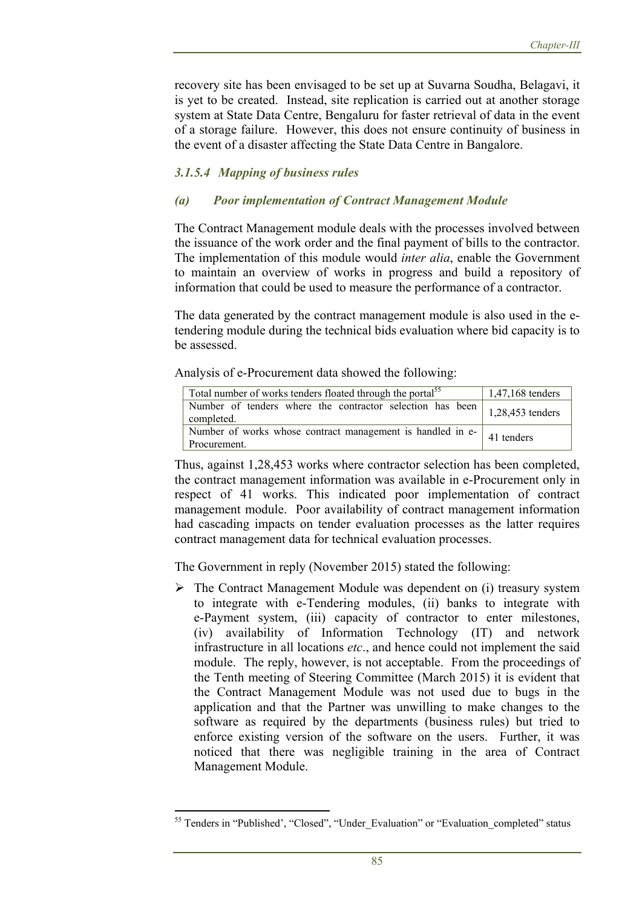recovery site has been envisaged to be set up at Suvarna Soudha, Belagavi, it is yet to be created. Instead, site replication is carried out at another storage system at State Data Centre, Bengaluru for faster retrieval of data in the event of a storage failure. However, this does not ensure continuity of business in the event of a disaster affecting the State Data Centre in Bangalore.

#### *3.1.5.4 Mapping of business rules*

##### *(a) Poor implementation of Contract Management Module*

The Contract Management module deals with the processes involved between the issuance of the work order and the final payment of bills to the contractor. The implementation of this module would *inter alia*, enable the Government to maintain an overview of works in progress and build a repository of information that could be used to measure the performance of a contractor.

The data generated by the contract management module is also used in the e-tendering module during the technical bids evaluation where bid capacity is to be assessed.

Analysis of e-Procurement data showed the following:

| | |
|---|---|
| Total number of works tenders floated through the portal[55] | 1,47,168 tenders |
| Number of tenders where the contractor selection has been completed. | 1,28,453 tenders |
| Number of works whose contract management is handled in e-Procurement. | 41 tenders |

Thus, against 1,28,453 works where contractor selection has been completed, the contract management information was available in e-Procurement only in respect of 41 works. This indicated poor implementation of contract management module. Poor availability of contract management information had cascading impacts on tender evaluation processes as the latter requires contract management data for technical evaluation processes.

The Government in reply (November 2015) stated the following:

- The Contract Management Module was dependent on (i) treasury system to integrate with e-Tendering modules, (ii) banks to integrate with e-Payment system, (iii) capacity of contractor to enter milestones, (iv) availability of Information Technology (IT) and network infrastructure in all locations *etc*., and hence could not implement the said module. The reply, however, is not acceptable. From the proceedings of the Tenth meeting of Steering Committee (March 2015) it is evident that the Contract Management Module was not used due to bugs in the application and that the Partner was unwilling to make changes to the software as required by the departments (business rules) but tried to enforce existing version of the software on the users. Further, it was noticed that there was negligible training in the area of Contract Management Module.

---

[55] Tenders in "Published', "Closed", "Under_Evaluation" or "Evaluation_completed" status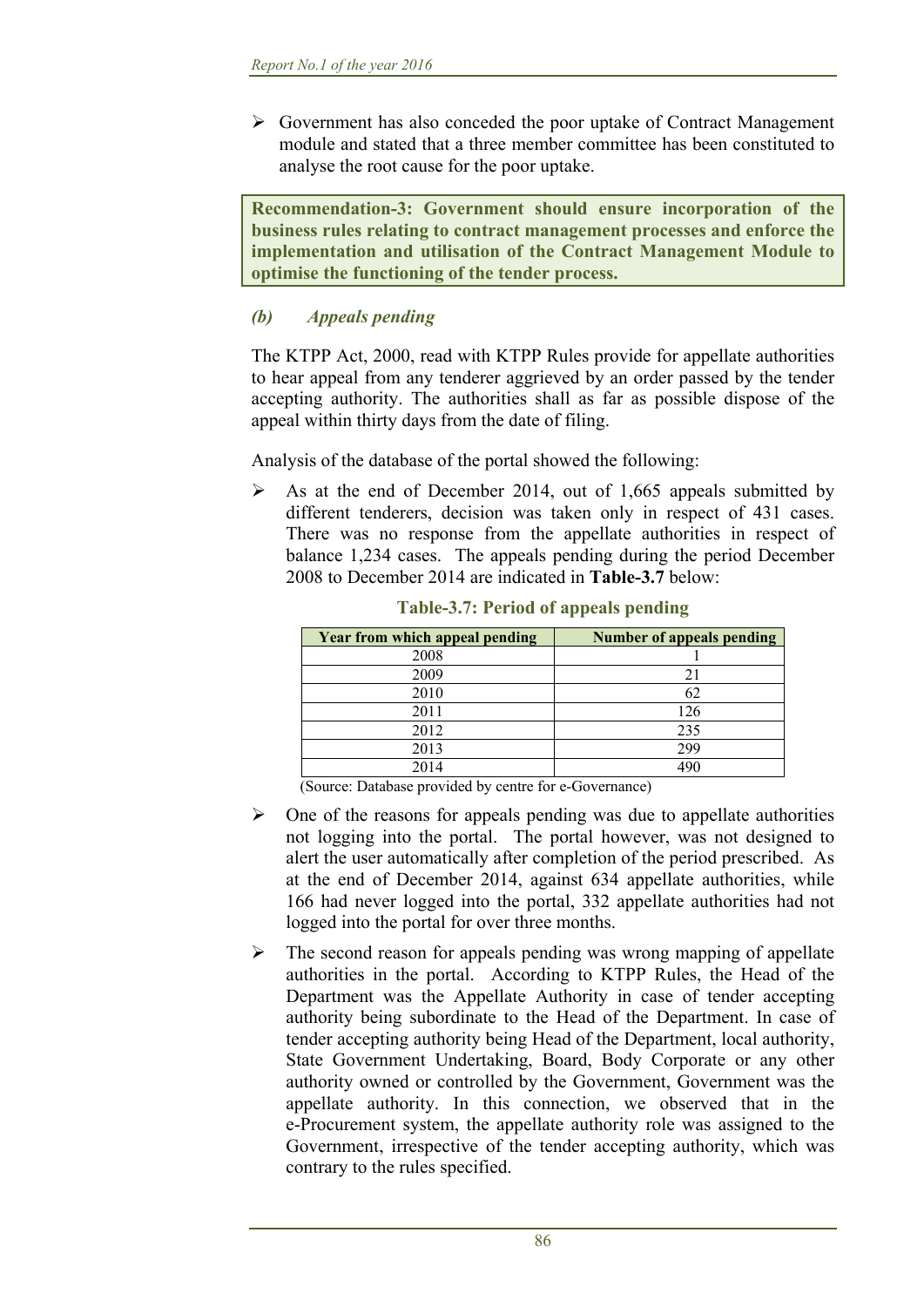- Government has also conceded the poor uptake of Contract Management module and stated that a three member committee has been constituted to analyse the root cause for the poor uptake.

**Recommendation-3: Government should ensure incorporation of the business rules relating to contract management processes and enforce the implementation and utilisation of the Contract Management Module to optimise the functioning of the tender process.**

### *(b) Appeals pending*

The KTPP Act, 2000, read with KTPP Rules provide for appellate authorities to hear appeal from any tenderer aggrieved by an order passed by the tender accepting authority. The authorities shall as far as possible dispose of the appeal within thirty days from the date of filing.

Analysis of the database of the portal showed the following:

- As at the end of December 2014, out of 1,665 appeals submitted by different tenderers, decision was taken only in respect of 431 cases. There was no response from the appellate authorities in respect of balance 1,234 cases. The appeals pending during the period December 2008 to December 2014 are indicated in **Table-3.7** below:

**Table-3.7: Period of appeals pending**

| Year from which appeal pending | Number of appeals pending |
|---|---|
| 2008 | 1 |
| 2009 | 21 |
| 2010 | 62 |
| 2011 | 126 |
| 2012 | 235 |
| 2013 | 299 |
| 2014 | 490 |

(Source: Database provided by centre for e-Governance)

- One of the reasons for appeals pending was due to appellate authorities not logging into the portal. The portal however, was not designed to alert the user automatically after completion of the period prescribed. As at the end of December 2014, against 634 appellate authorities, while 166 had never logged into the portal, 332 appellate authorities had not logged into the portal for over three months.
- The second reason for appeals pending was wrong mapping of appellate authorities in the portal. According to KTPP Rules, the Head of the Department was the Appellate Authority in case of tender accepting authority being subordinate to the Head of the Department. In case of tender accepting authority being Head of the Department, local authority, State Government Undertaking, Board, Body Corporate or any other authority owned or controlled by the Government, Government was the appellate authority. In this connection, we observed that in the e-Procurement system, the appellate authority role was assigned to the Government, irrespective of the tender accepting authority, which was contrary to the rules specified.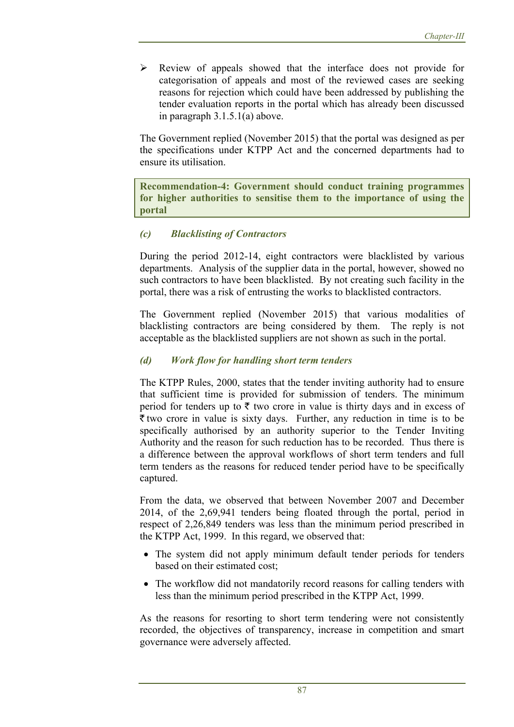- Review of appeals showed that the interface does not provide for categorisation of appeals and most of the reviewed cases are seeking reasons for rejection which could have been addressed by publishing the tender evaluation reports in the portal which has already been discussed in paragraph 3.1.5.1(a) above.

The Government replied (November 2015) that the portal was designed as per the specifications under KTPP Act and the concerned departments had to ensure its utilisation.

**Recommendation-4: Government should conduct training programmes for higher authorities to sensitise them to the importance of using the portal**

### *(c) Blacklisting of Contractors*

During the period 2012-14, eight contractors were blacklisted by various departments. Analysis of the supplier data in the portal, however, showed no such contractors to have been blacklisted. By not creating such facility in the portal, there was a risk of entrusting the works to blacklisted contractors.

The Government replied (November 2015) that various modalities of blacklisting contractors are being considered by them. The reply is not acceptable as the blacklisted suppliers are not shown as such in the portal.

### *(d) Work flow for handling short term tenders*

The KTPP Rules, 2000, states that the tender inviting authority had to ensure that sufficient time is provided for submission of tenders. The minimum period for tenders up to ₹ two crore in value is thirty days and in excess of ₹ two crore in value is sixty days. Further, any reduction in time is to be specifically authorised by an authority superior to the Tender Inviting Authority and the reason for such reduction has to be recorded. Thus there is a difference between the approval workflows of short term tenders and full term tenders as the reasons for reduced tender period have to be specifically captured.

From the data, we observed that between November 2007 and December 2014, of the 2,69,941 tenders being floated through the portal, period in respect of 2,26,849 tenders was less than the minimum period prescribed in the KTPP Act, 1999. In this regard, we observed that:

- The system did not apply minimum default tender periods for tenders based on their estimated cost;
- The workflow did not mandatorily record reasons for calling tenders with less than the minimum period prescribed in the KTPP Act, 1999.

As the reasons for resorting to short term tendering were not consistently recorded, the objectives of transparency, increase in competition and smart governance were adversely affected.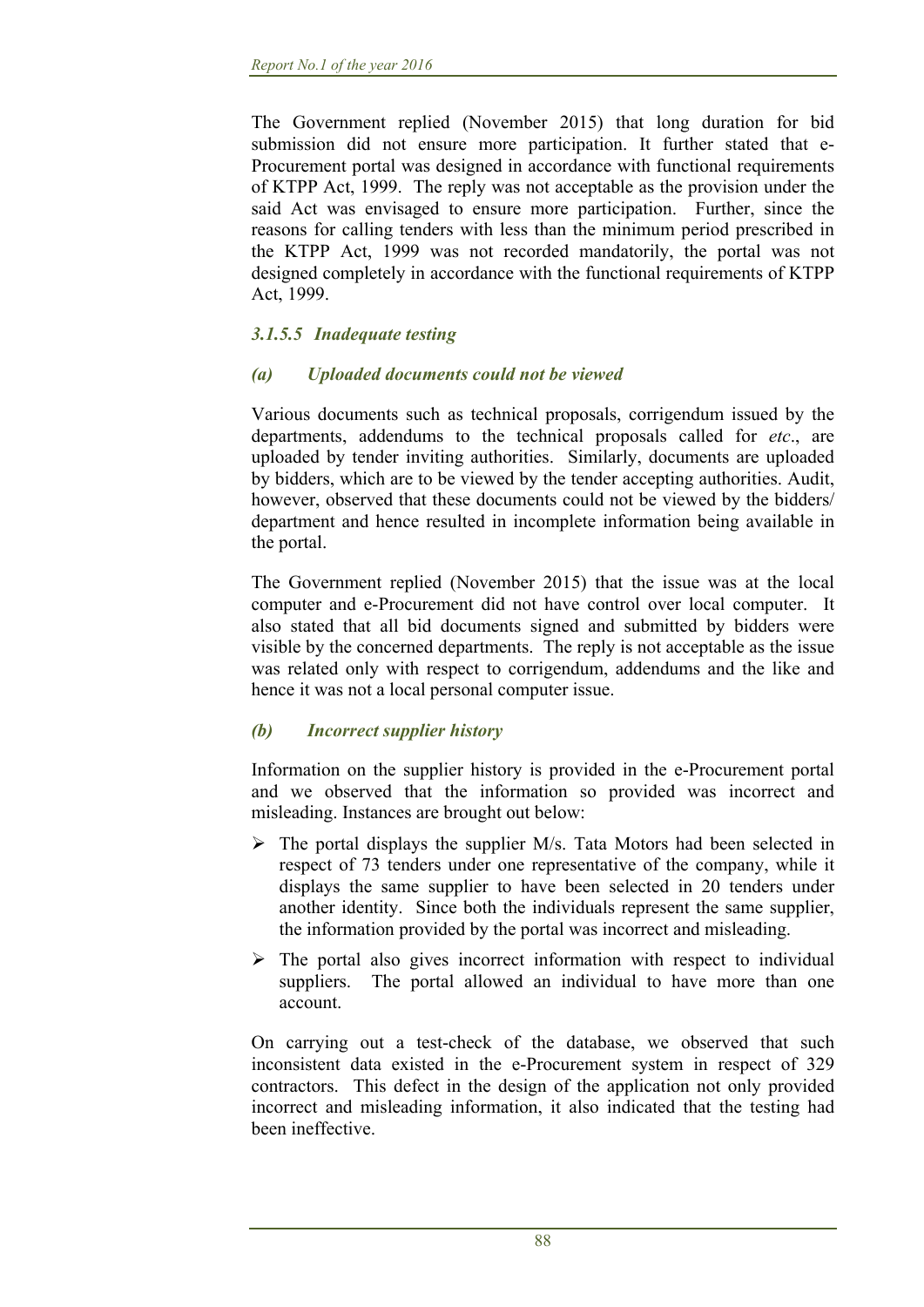The Government replied (November 2015) that long duration for bid submission did not ensure more participation. It further stated that e-Procurement portal was designed in accordance with functional requirements of KTPP Act, 1999. The reply was not acceptable as the provision under the said Act was envisaged to ensure more participation. Further, since the reasons for calling tenders with less than the minimum period prescribed in the KTPP Act, 1999 was not recorded mandatorily, the portal was not designed completely in accordance with the functional requirements of KTPP Act, 1999.

#### *3.1.5.5 Inadequate testing*

##### *(a) Uploaded documents could not be viewed*

Various documents such as technical proposals, corrigendum issued by the departments, addendums to the technical proposals called for *etc*., are uploaded by tender inviting authorities. Similarly, documents are uploaded by bidders, which are to be viewed by the tender accepting authorities. Audit, however, observed that these documents could not be viewed by the bidders/ department and hence resulted in incomplete information being available in the portal.

The Government replied (November 2015) that the issue was at the local computer and e-Procurement did not have control over local computer. It also stated that all bid documents signed and submitted by bidders were visible by the concerned departments. The reply is not acceptable as the issue was related only with respect to corrigendum, addendums and the like and hence it was not a local personal computer issue.

##### *(b) Incorrect supplier history*

Information on the supplier history is provided in the e-Procurement portal and we observed that the information so provided was incorrect and misleading. Instances are brought out below:

- The portal displays the supplier M/s. Tata Motors had been selected in respect of 73 tenders under one representative of the company, while it displays the same supplier to have been selected in 20 tenders under another identity. Since both the individuals represent the same supplier, the information provided by the portal was incorrect and misleading.
- The portal also gives incorrect information with respect to individual suppliers. The portal allowed an individual to have more than one account.

On carrying out a test-check of the database, we observed that such inconsistent data existed in the e-Procurement system in respect of 329 contractors. This defect in the design of the application not only provided incorrect and misleading information, it also indicated that the testing had been ineffective.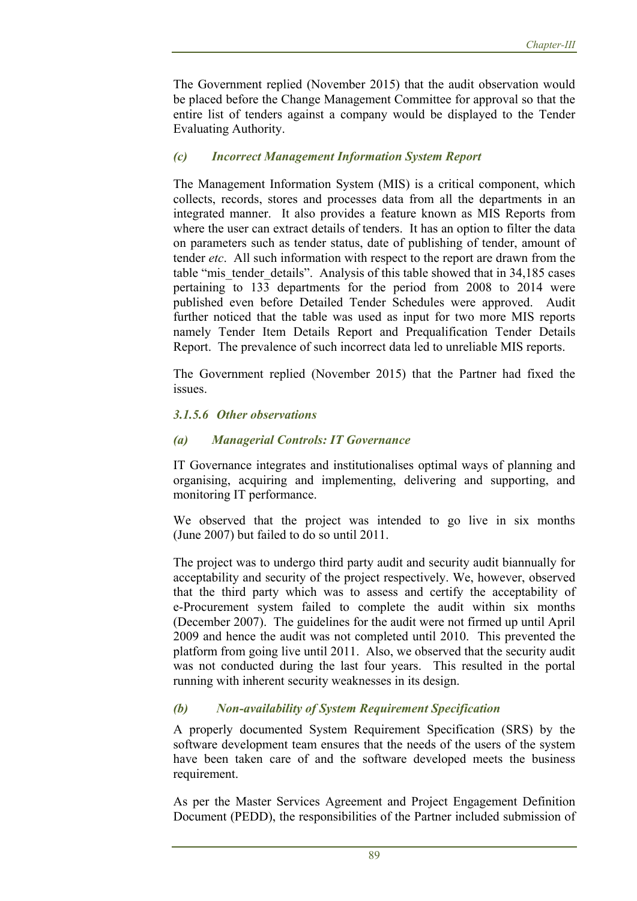The Government replied (November 2015) that the audit observation would be placed before the Change Management Committee for approval so that the entire list of tenders against a company would be displayed to the Tender Evaluating Authority.

#### *(c) Incorrect Management Information System Report*

The Management Information System (MIS) is a critical component, which collects, records, stores and processes data from all the departments in an integrated manner. It also provides a feature known as MIS Reports from where the user can extract details of tenders. It has an option to filter the data on parameters such as tender status, date of publishing of tender, amount of tender *etc*. All such information with respect to the report are drawn from the table "mis_tender_details". Analysis of this table showed that in 34,185 cases pertaining to 133 departments for the period from 2008 to 2014 were published even before Detailed Tender Schedules were approved. Audit further noticed that the table was used as input for two more MIS reports namely Tender Item Details Report and Prequalification Tender Details Report. The prevalence of such incorrect data led to unreliable MIS reports.

The Government replied (November 2015) that the Partner had fixed the issues.

### *3.1.5.6 Other observations*

#### *(a) Managerial Controls: IT Governance*

IT Governance integrates and institutionalises optimal ways of planning and organising, acquiring and implementing, delivering and supporting, and monitoring IT performance.

We observed that the project was intended to go live in six months (June 2007) but failed to do so until 2011.

The project was to undergo third party audit and security audit biannually for acceptability and security of the project respectively. We, however, observed that the third party which was to assess and certify the acceptability of e-Procurement system failed to complete the audit within six months (December 2007). The guidelines for the audit were not firmed up until April 2009 and hence the audit was not completed until 2010. This prevented the platform from going live until 2011. Also, we observed that the security audit was not conducted during the last four years. This resulted in the portal running with inherent security weaknesses in its design.

#### *(b) Non-availability of System Requirement Specification*

A properly documented System Requirement Specification (SRS) by the software development team ensures that the needs of the users of the system have been taken care of and the software developed meets the business requirement.

As per the Master Services Agreement and Project Engagement Definition Document (PEDD), the responsibilities of the Partner included submission of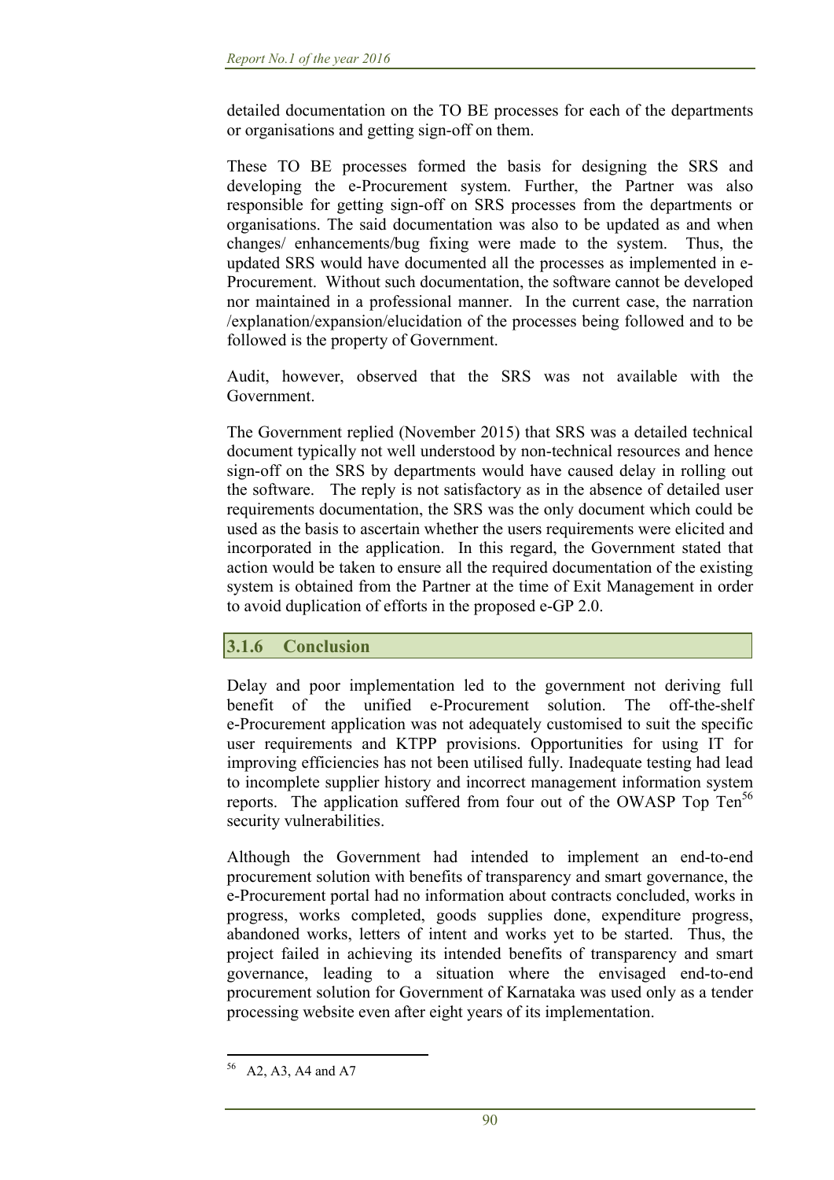detailed documentation on the TO BE processes for each of the departments or organisations and getting sign-off on them.

These TO BE processes formed the basis for designing the SRS and developing the e-Procurement system. Further, the Partner was also responsible for getting sign-off on SRS processes from the departments or organisations. The said documentation was also to be updated as and when changes/ enhancements/bug fixing were made to the system. Thus, the updated SRS would have documented all the processes as implemented in e-Procurement. Without such documentation, the software cannot be developed nor maintained in a professional manner. In the current case, the narration /explanation/expansion/elucidation of the processes being followed and to be followed is the property of Government.

Audit, however, observed that the SRS was not available with the Government.

The Government replied (November 2015) that SRS was a detailed technical document typically not well understood by non-technical resources and hence sign-off on the SRS by departments would have caused delay in rolling out the software. The reply is not satisfactory as in the absence of detailed user requirements documentation, the SRS was the only document which could be used as the basis to ascertain whether the users requirements were elicited and incorporated in the application. In this regard, the Government stated that action would be taken to ensure all the required documentation of the existing system is obtained from the Partner at the time of Exit Management in order to avoid duplication of efforts in the proposed e-GP 2.0.

### 3.1.6 Conclusion

Delay and poor implementation led to the government not deriving full benefit of the unified e-Procurement solution. The off-the-shelf e-Procurement application was not adequately customised to suit the specific user requirements and KTPP provisions. Opportunities for using IT for improving efficiencies has not been utilised fully. Inadequate testing had lead to incomplete supplier history and incorrect management information system reports. The application suffered from four out of the OWASP Top Ten[56] security vulnerabilities.

Although the Government had intended to implement an end-to-end procurement solution with benefits of transparency and smart governance, the e-Procurement portal had no information about contracts concluded, works in progress, works completed, goods supplies done, expenditure progress, abandoned works, letters of intent and works yet to be started. Thus, the project failed in achieving its intended benefits of transparency and smart governance, leading to a situation where the envisaged end-to-end procurement solution for Government of Karnataka was used only as a tender processing website even after eight years of its implementation.

[56] A2, A3, A4 and A7